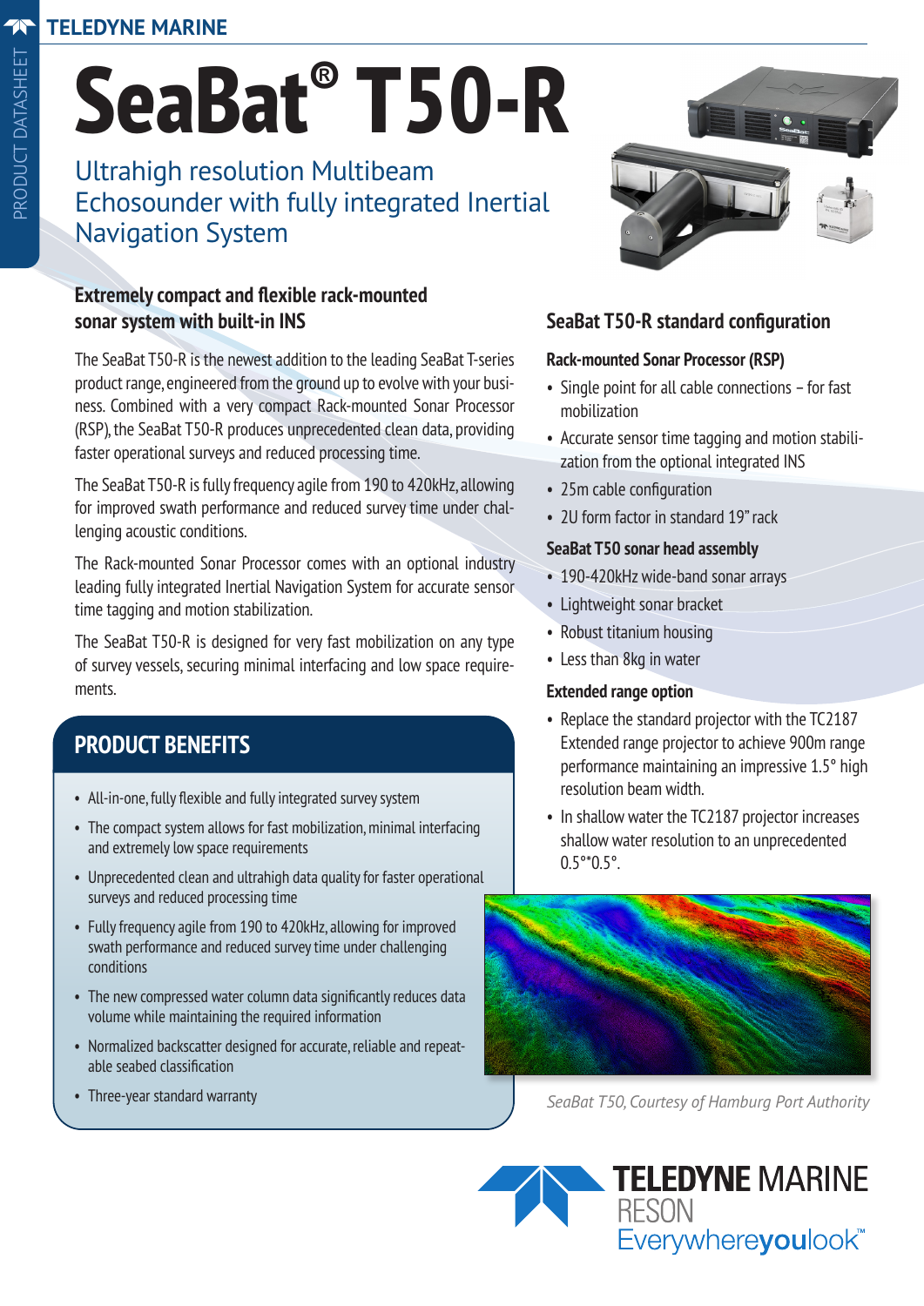# SeaBat® T50-R

## Ultrahigh resolution Multibeam Echosounder with fully integrated Inertial Navigation System

### Extremely compact and flexible rack-mounted sonar system with built-in INS

The SeaBat T50-R is the newest addition to the leading SeaBat T-series product range, engineered from the ground up to evolve with your business. Combined with a very compact Rack-mounted Sonar Processor (RSP), the SeaBat T50-R produces unprecedented clean data, providing faster operational surveys and reduced processing time.

The SeaBat T50-R is fully frequency agile from 190 to 420kHz, allowing for improved swath performance and reduced survey time under challenging acoustic conditions.

The Rack-mounted Sonar Processor comes with an optional industry leading fully integrated Inertial Navigation System for accurate sensor time tagging and motion stabilization.

The SeaBat T50-R is designed for very fast mobilization on any type of survey vessels, securing minimal interfacing and low space requirements.

## PRODUCT BENEFITS

- All-in-one, fully flexible and fully integrated survey system
- The compact system allows for fast mobilization, minimal interfacing and extremely low space requirements
- Unprecedented clean and ultrahigh data quality for faster operational surveys and reduced processing time
- Fully frequency agile from 190 to 420kHz, allowing for improved swath performance and reduced survey time under challenging conditions
- The new compressed water column data significantly reduces data volume while maintaining the required information
- Normalized backscatter designed for accurate, reliable and repeatable seabed classification
- Three-year standard warranty

### SeaBat T50-R standard configuration

**Rack-mounted Sonar Processor (RSP)**

- Single point for all cable connections – for fast mobilization
- Accurate sensor time tagging and motion stabilization from the optional integrated INS
- 25m cable configuration
- 2U form factor in standard 19" rack

**SeaBat T50 sonar head assembly**

- 190-420kHz wide-band sonar arrays
- Lightweight sonar bracket
- Robust titanium housing
- Less than 8kg in water

**Extended range option**

- Replace the standard projector with the TC2187 Extended range projector to achieve 900m range performance maintaining an impressive 1.5° high resolution beam width.
- In shallow water the TC2187 projector increases shallow water resolution to an unprecedented 0.5°*0.5°.

*SeaBat T50, Courtesy of Hamburg Port Authority*

TELEDYNE MARINE RESON
Everywhereyoulook™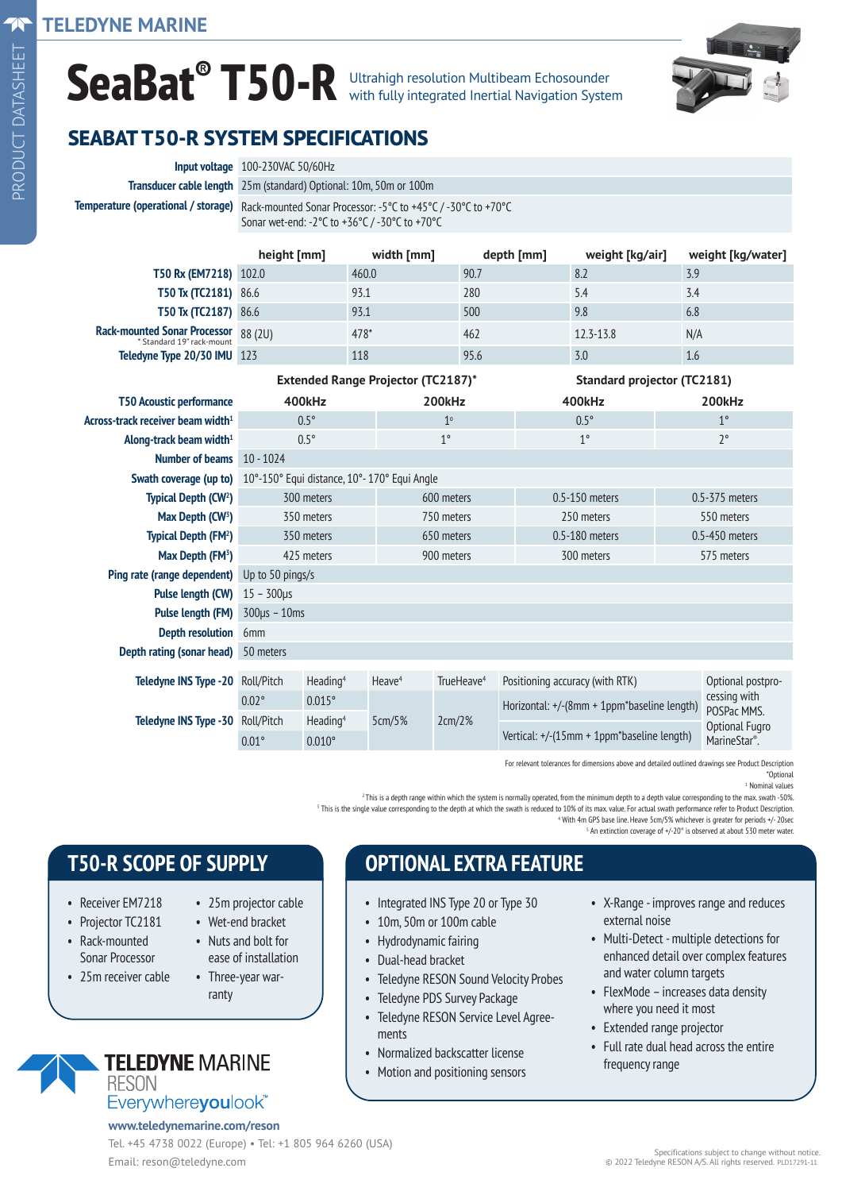TELEDYNE MARINE

PRODUCT DATASHEET

# SeaBat® T50-R

Ultrahigh resolution Multibeam Echosounder with fully integrated Inertial Navigation System

## SEABAT T50-R SYSTEM SPECIFICATIONS

| | |
|---|---|
| **Input voltage** | 100-230VAC 50/60Hz |
| **Transducer cable length** | 25m (standard) Optional: 10m, 50m or 100m |
| **Temperature (operational / storage)** | Rack-mounted Sonar Processor: -5°C to +45°C / -30°C to +70°C<br>Sonar wet-end: -2°C to +36°C / -30°C to +70°C |

| | height [mm] | width [mm] | depth [mm] | weight [kg/air] | weight [kg/water] |
|---|---|---|---|---|---|
| **T50 Rx (EM7218)** | 102.0 | 460.0 | 90.7 | 8.2 | 3.9 |
| **T50 Tx (TC2181)** | 86.6 | 93.1 | 280 | 5.4 | 3.4 |
| **T50 Tx (TC2187)** | 86.6 | 93.1 | 500 | 9.8 | 6.8 |
| **Rack-mounted Sonar Processor** * Standard 19" rack-mount | 88 (2U) | 478* | 462 | 12.3-13.8 | N/A |
| **Teledyne Type 20/30 IMU** | 123 | 118 | 95.6 | 3.0 | 1.6 |

| | Extended Range Projector (TC2187)* | | Standard projector (TC2181) | |
|---|---|---|---|---|
| **T50 Acoustic performance** | 400kHz | 200kHz | 400kHz | 200kHz |
| **Across-track receiver beam width[1]** | 0.5° | 1° | 0.5° | 1° |
| **Along-track beam width[1]** | 0.5° | 1° | 1° | 2° |
| **Number of beams** | 10 - 1024 | | | |
| **Swath coverage (up to)** | 10°-150° Equi distance, 10°- 170° Equi Angle | | | |
| **Typical Depth (CW[2])** | 300 meters | 600 meters | 0.5-150 meters | 0.5-375 meters |
| **Max Depth (CW[3])** | 350 meters | 750 meters | 250 meters | 550 meters |
| **Typical Depth (FM[2])** | 350 meters | 650 meters | 0.5-180 meters | 0.5-450 meters |
| **Max Depth (FM[3])** | 425 meters | 900 meters | 300 meters | 575 meters |
| **Ping rate (range dependent)** | Up to 50 pings/s | | | |
| **Pulse length (CW)** | 15 – 300µs | | | |
| **Pulse length (FM)** | 300µs – 10ms | | | |
| **Depth resolution** | 6mm | | | |
| **Depth rating (sonar head)** | 50 meters | | | |

| | | | | | | |
|---|---|---|---|---|---|---|
| **Teledyne INS Type -20** | Roll/Pitch | Heading[4] | Heave[4] | TrueHeave[4] | Positioning accuracy (with RTK) | Optional postprocessing with POSPac MMS. |
| | 0.02° | 0.015° | 5cm/5% | 2cm/2% | Horizontal: +/-(8mm + 1ppm*baseline length) | |
| **Teledyne INS Type -30** | Roll/Pitch | Heading[4] | | | Vertical: +/-(15mm + 1ppm*baseline length) | Optional Fugro MarineStar®. |
| | 0.01° | 0.010° | | | | |

For relevant tolerances for dimensions above and detailed outlined drawings see Product Description
*Optional
[1] Nominal values
[2] This is a depth range within which the system is normally operated, from the minimum depth to a depth value corresponding to the max. swath -50%.
[3] This is the single value corresponding to the depth at which the swath is reduced to 10% of its max. value. For actual swath performance refer to Product Description.
[4] With 4m GPS base line. Heave 5cm/5% whichever is greater for periods +/- 20sec
[5] An extinction coverage of +/-20° is observed at about 530 meter water.

## T50-R SCOPE OF SUPPLY

- Receiver EM7218
- Projector TC2181
- Rack-mounted Sonar Processor
- 25m receiver cable
- 25m projector cable
- Wet-end bracket
- Nuts and bolt for ease of installation
- Three-year warranty

## OPTIONAL EXTRA FEATURE

- Integrated INS Type 20 or Type 30
- 10m, 50m or 100m cable
- Hydrodynamic fairing
- Dual-head bracket
- Teledyne RESON Sound Velocity Probes
- Teledyne PDS Survey Package
- Teledyne RESON Service Level Agreements
- Normalized backscatter license
- Motion and positioning sensors
- X-Range - improves range and reduces external noise
- Multi-Detect - multiple detections for enhanced detail over complex features and water column targets
- FlexMode – increases data density where you need it most
- Extended range projector
- Full rate dual head across the entire frequency range

TELEDYNE MARINE
RESON
Everywhereyoulook™

www.teledynemarine.com/reson
Tel. +45 4738 0022 (Europe) • Tel: +1 805 964 6260 (USA)
Email: reson@teledyne.com

Specifications subject to change without notice.
© 2022 Teledyne RESON A/S. All rights reserved. PLD17291-11